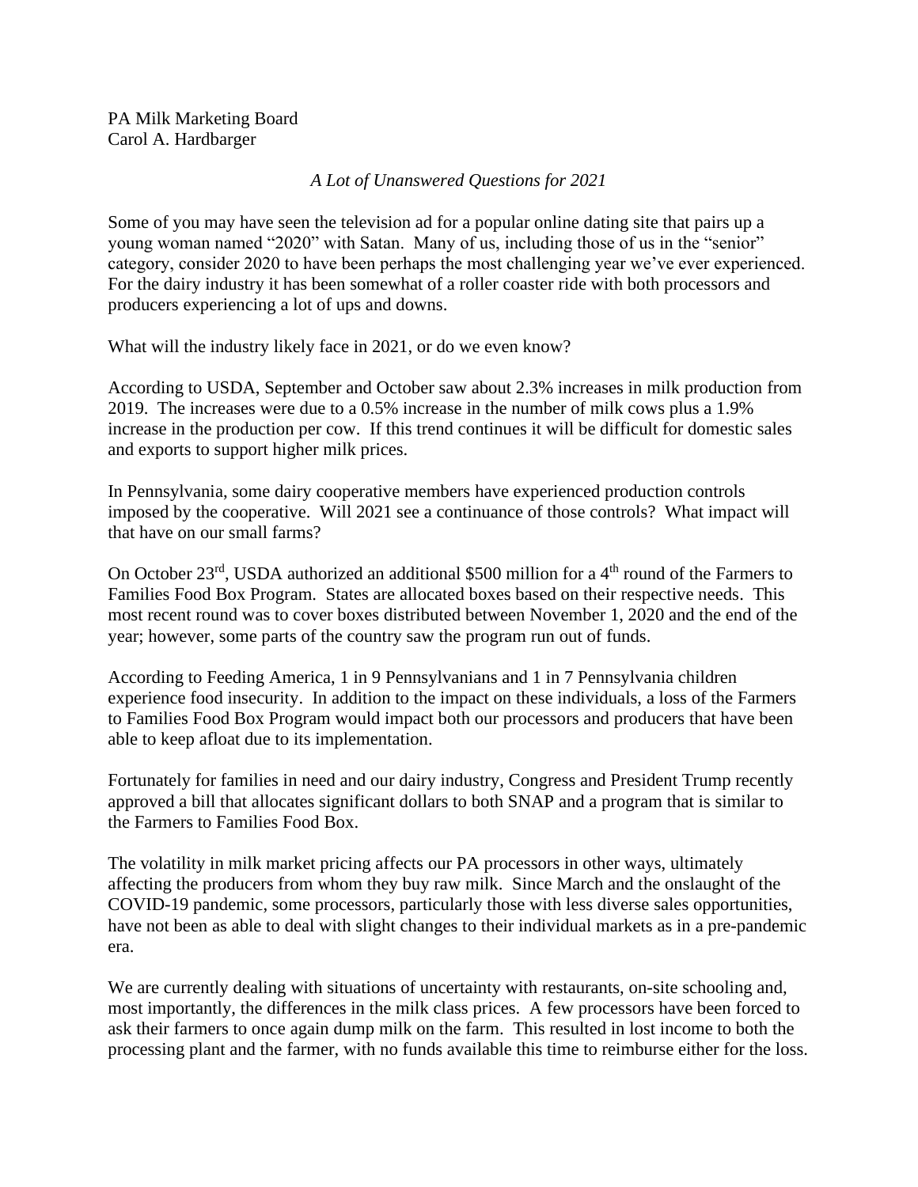PA Milk Marketing Board
Carol A. Hardbarger

*A Lot of Unanswered Questions for 2021*

Some of you may have seen the television ad for a popular online dating site that pairs up a young woman named "2020" with Satan. Many of us, including those of us in the "senior" category, consider 2020 to have been perhaps the most challenging year we've ever experienced. For the dairy industry it has been somewhat of a roller coaster ride with both processors and producers experiencing a lot of ups and downs.

What will the industry likely face in 2021, or do we even know?

According to USDA, September and October saw about 2.3% increases in milk production from 2019. The increases were due to a 0.5% increase in the number of milk cows plus a 1.9% increase in the production per cow. If this trend continues it will be difficult for domestic sales and exports to support higher milk prices.

In Pennsylvania, some dairy cooperative members have experienced production controls imposed by the cooperative. Will 2021 see a continuance of those controls? What impact will that have on our small farms?

On October 23rd, USDA authorized an additional $500 million for a 4th round of the Farmers to Families Food Box Program. States are allocated boxes based on their respective needs. This most recent round was to cover boxes distributed between November 1, 2020 and the end of the year; however, some parts of the country saw the program run out of funds.

According to Feeding America, 1 in 9 Pennsylvanians and 1 in 7 Pennsylvania children experience food insecurity. In addition to the impact on these individuals, a loss of the Farmers to Families Food Box Program would impact both our processors and producers that have been able to keep afloat due to its implementation.

Fortunately for families in need and our dairy industry, Congress and President Trump recently approved a bill that allocates significant dollars to both SNAP and a program that is similar to the Farmers to Families Food Box.

The volatility in milk market pricing affects our PA processors in other ways, ultimately affecting the producers from whom they buy raw milk. Since March and the onslaught of the COVID-19 pandemic, some processors, particularly those with less diverse sales opportunities, have not been as able to deal with slight changes to their individual markets as in a pre-pandemic era.

We are currently dealing with situations of uncertainty with restaurants, on-site schooling and, most importantly, the differences in the milk class prices. A few processors have been forced to ask their farmers to once again dump milk on the farm. This resulted in lost income to both the processing plant and the farmer, with no funds available this time to reimburse either for the loss.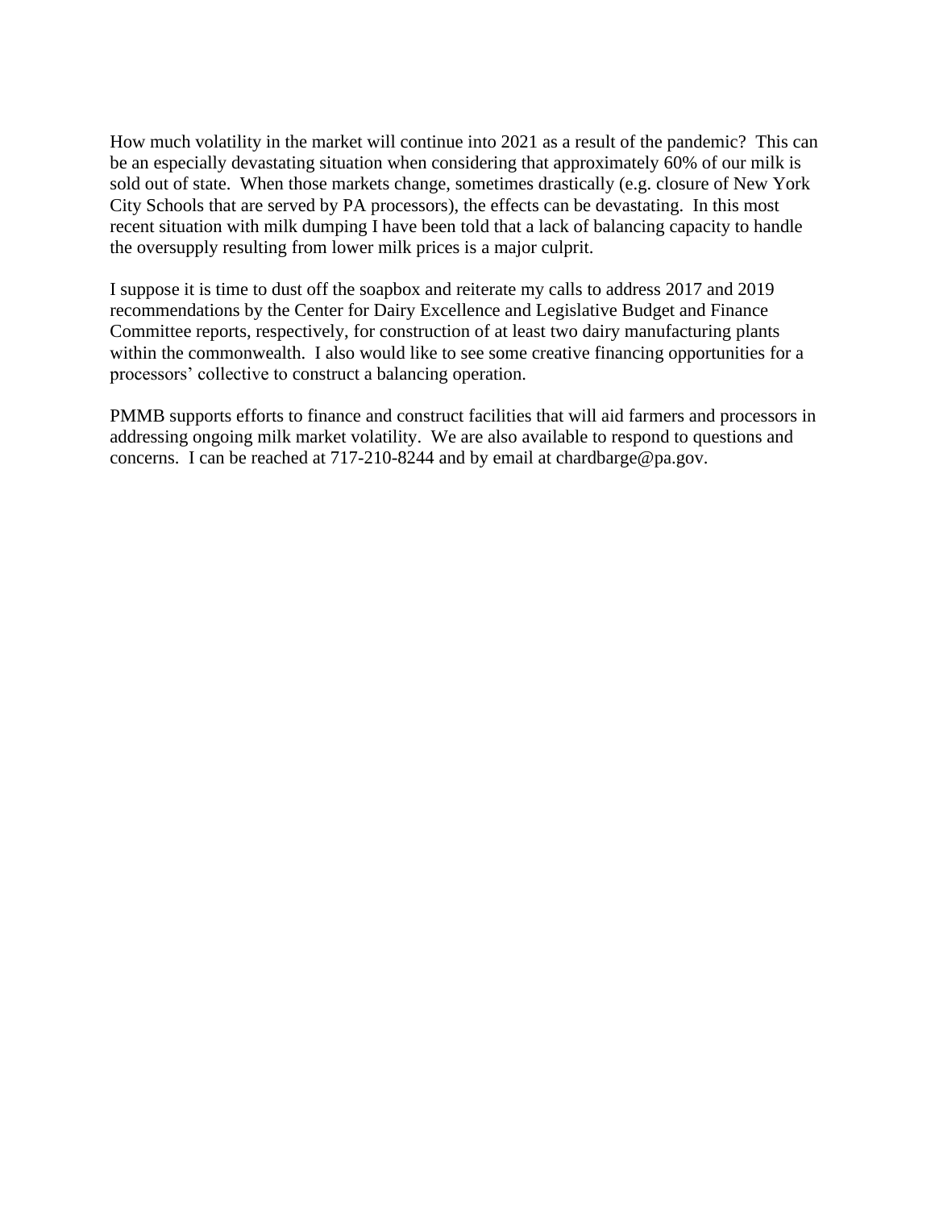How much volatility in the market will continue into 2021 as a result of the pandemic? This can be an especially devastating situation when considering that approximately 60% of our milk is sold out of state. When those markets change, sometimes drastically (e.g. closure of New York City Schools that are served by PA processors), the effects can be devastating. In this most recent situation with milk dumping I have been told that a lack of balancing capacity to handle the oversupply resulting from lower milk prices is a major culprit.

I suppose it is time to dust off the soapbox and reiterate my calls to address 2017 and 2019 recommendations by the Center for Dairy Excellence and Legislative Budget and Finance Committee reports, respectively, for construction of at least two dairy manufacturing plants within the commonwealth. I also would like to see some creative financing opportunities for a processors' collective to construct a balancing operation.

PMMB supports efforts to finance and construct facilities that will aid farmers and processors in addressing ongoing milk market volatility. We are also available to respond to questions and concerns. I can be reached at 717-210-8244 and by email at chardbarge@pa.gov.